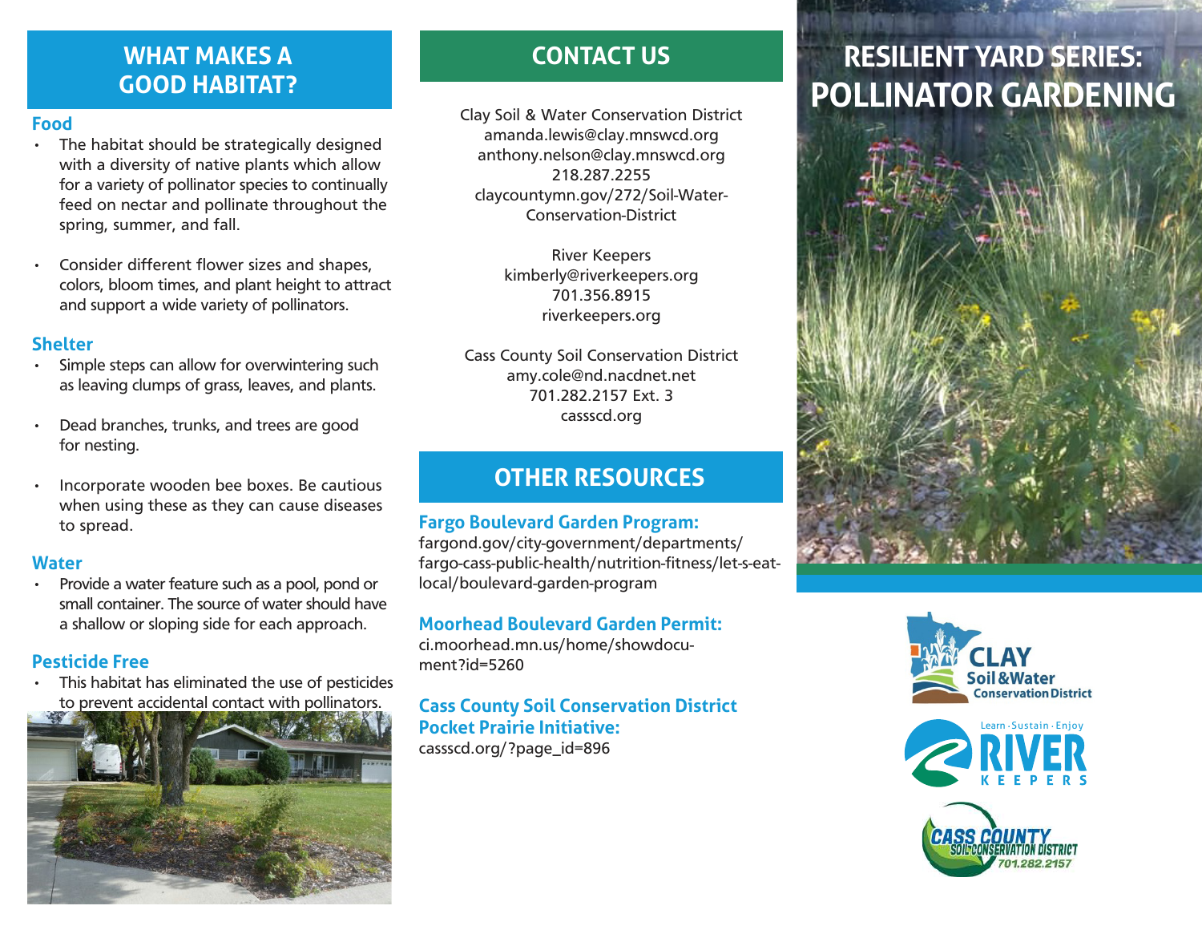## WHAT MAKES A GOOD HABITAT?

### Food

- The habitat should be strategically designed with a diversity of native plants which allow for a variety of pollinator species to continually feed on nectar and pollinate throughout the spring, summer, and fall.
- Consider different flower sizes and shapes, colors, bloom times, and plant height to attract and support a wide variety of pollinators.

### Shelter

- Simple steps can allow for overwintering such as leaving clumps of grass, leaves, and plants.
- Dead branches, trunks, and trees are good for nesting.
- Incorporate wooden bee boxes. Be cautious when using these as they can cause diseases to spread.

### Water

- Provide a water feature such as a pool, pond or small container. The source of water should have a shallow or sloping side for each approach.

### Pesticide Free

- This habitat has eliminated the use of pesticides to prevent accidental contact with pollinators.

## CONTACT US

Clay Soil & Water Conservation District
amanda.lewis@clay.mnswcd.org
anthony.nelson@clay.mnswcd.org
218.287.2255
claycountymn.gov/272/Soil-Water-Conservation-District

River Keepers
kimberly@riverkeepers.org
701.356.8915
riverkeepers.org

Cass County Soil Conservation District
amy.cole@nd.nacdnet.net
701.282.2157 Ext. 3
cassscd.org

## OTHER RESOURCES

### Fargo Boulevard Garden Program:

fargond.gov/city-government/departments/fargo-cass-public-health/nutrition-fitness/let-s-eat-local/boulevard-garden-program

### Moorhead Boulevard Garden Permit:

ci.moorhead.mn.us/home/showdocument?id=5260

### Cass County Soil Conservation District Pocket Prairie Initiative:

cassscd.org/?page_id=896

# RESILIENT YARD SERIES: POLLINATOR GARDENING

CLAY Soil & Water Conservation District

Learn · Sustain · Enjoy RIVER KEEPERS

CASS COUNTY SOIL CONSERVATION DISTRICT 701.282.2157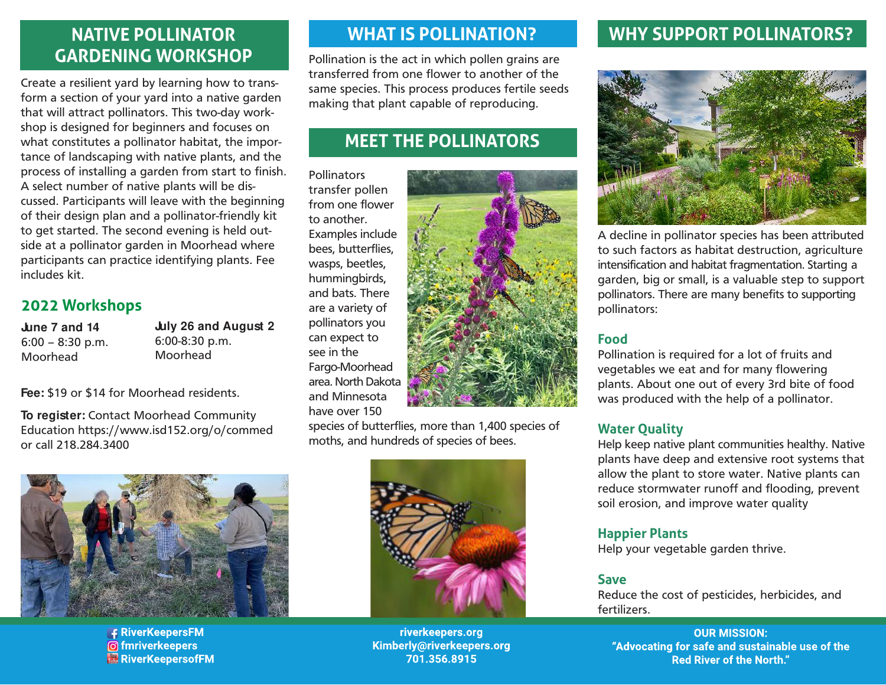## NATIVE POLLINATOR GARDENING WORKSHOP

Create a resilient yard by learning how to transform a section of your yard into a native garden that will attract pollinators. This two-day workshop is designed for beginners and focuses on what constitutes a pollinator habitat, the importance of landscaping with native plants, and the process of installing a garden from start to finish. A select number of native plants will be discussed. Participants will leave with the beginning of their design plan and a pollinator-friendly kit to get started. The second evening is held outside at a pollinator garden in Moorhead where participants can practice identifying plants. Fee includes kit.

### 2022 Workshops

**June 7 and 14**
6:00 – 8:30 p.m.
Moorhead

**July 26 and August 2**
6:00-8:30 p.m.
Moorhead

**Fee:** $19 or $14 for Moorhead residents.

**To register:** Contact Moorhead Community Education https://www.isd152.org/o/commed or call 218.284.3400

## WHAT IS POLLINATION?

Pollination is the act in which pollen grains are transferred from one flower to another of the same species. This process produces fertile seeds making that plant capable of reproducing.

## MEET THE POLLINATORS

Pollinators transfer pollen from one flower to another. Examples include bees, butterflies, wasps, beetles, hummingbirds, and bats. There are a variety of pollinators you can expect to see in the Fargo-Moorhead area. North Dakota and Minnesota have over 150 species of butterflies, more than 1,400 species of moths, and hundreds of species of bees.

## WHY SUPPORT POLLINATORS?

A decline in pollinator species has been attributed to such factors as habitat destruction, agriculture intensification and habitat fragmentation. Starting a garden, big or small, is a valuable step to support pollinators. There are many benefits to supporting pollinators:

### Food

Pollination is required for a lot of fruits and vegetables we eat and for many flowering plants. About one out of every 3rd bite of food was produced with the help of a pollinator.

### Water Quality

Help keep native plant communities healthy. Native plants have deep and extensive root systems that allow the plant to store water. Native plants can reduce stormwater runoff and flooding, prevent soil erosion, and improve water quality

### Happier Plants

Help your vegetable garden thrive.

### Save

Reduce the cost of pesticides, herbicides, and fertilizers.

**RiverKeepersFM**
**fmriverkeepers**
**RiverKeepersofFM**

**riverkeepers.org**
**Kimberly@riverkeepers.org**
**701.356.8915**

**OUR MISSION:**
**"Advocating for safe and sustainable use of the Red River of the North."**